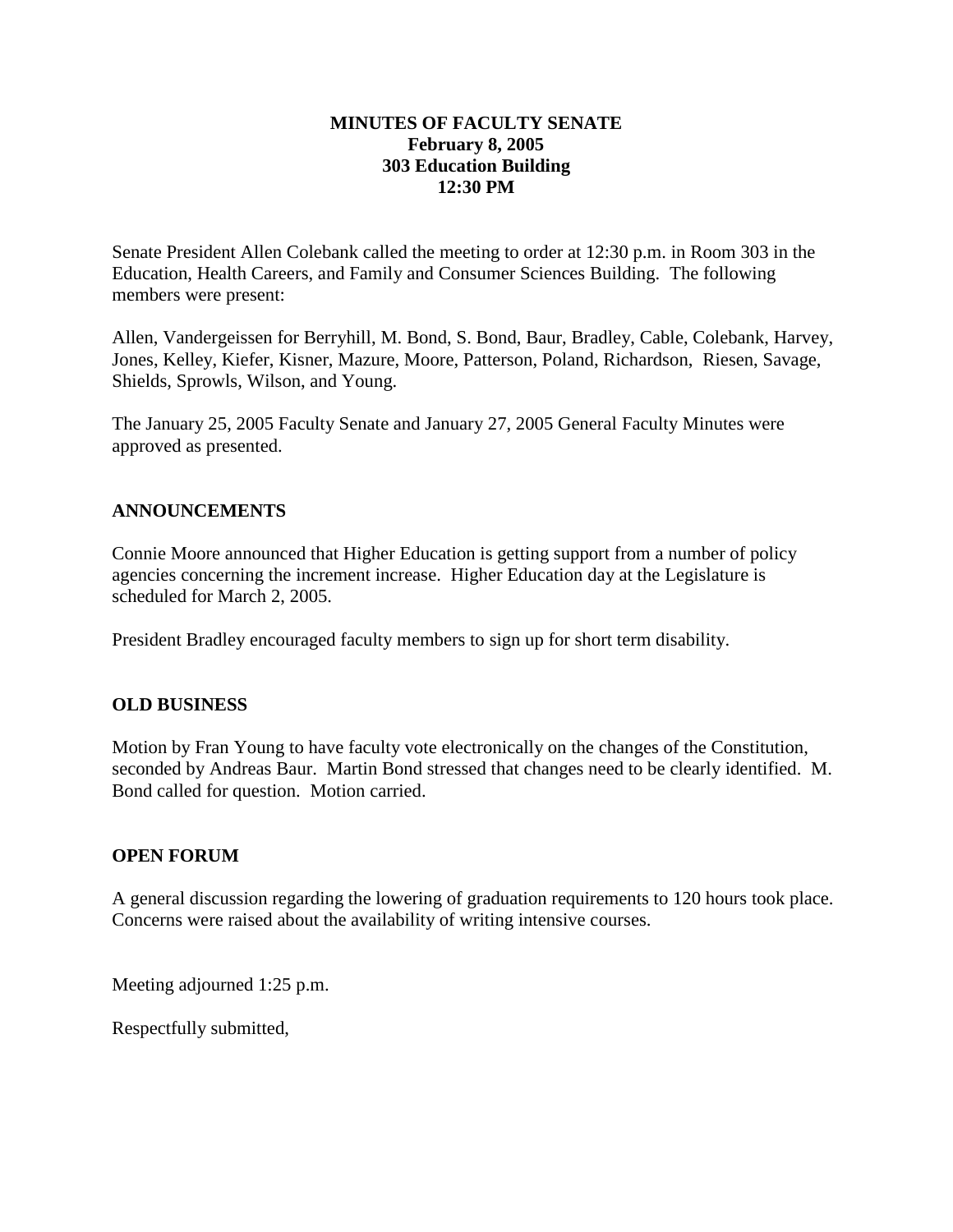# MINUTES OF FACULTY SENATE

**February 8, 2005**
**303 Education Building**
**12:30 PM**

Senate President Allen Colebank called the meeting to order at 12:30 p.m. in Room 303 in the Education, Health Careers, and Family and Consumer Sciences Building. The following members were present:

Allen, Vandergeissen for Berryhill, M. Bond, S. Bond, Baur, Bradley, Cable, Colebank, Harvey, Jones, Kelley, Kiefer, Kisner, Mazure, Moore, Patterson, Poland, Richardson, Riesen, Savage, Shields, Sprowls, Wilson, and Young.

The January 25, 2005 Faculty Senate and January 27, 2005 General Faculty Minutes were approved as presented.

## ANNOUNCEMENTS

Connie Moore announced that Higher Education is getting support from a number of policy agencies concerning the increment increase. Higher Education day at the Legislature is scheduled for March 2, 2005.

President Bradley encouraged faculty members to sign up for short term disability.

## OLD BUSINESS

Motion by Fran Young to have faculty vote electronically on the changes of the Constitution, seconded by Andreas Baur. Martin Bond stressed that changes need to be clearly identified. M. Bond called for question. Motion carried.

## OPEN FORUM

A general discussion regarding the lowering of graduation requirements to 120 hours took place. Concerns were raised about the availability of writing intensive courses.

Meeting adjourned 1:25 p.m.

Respectfully submitted,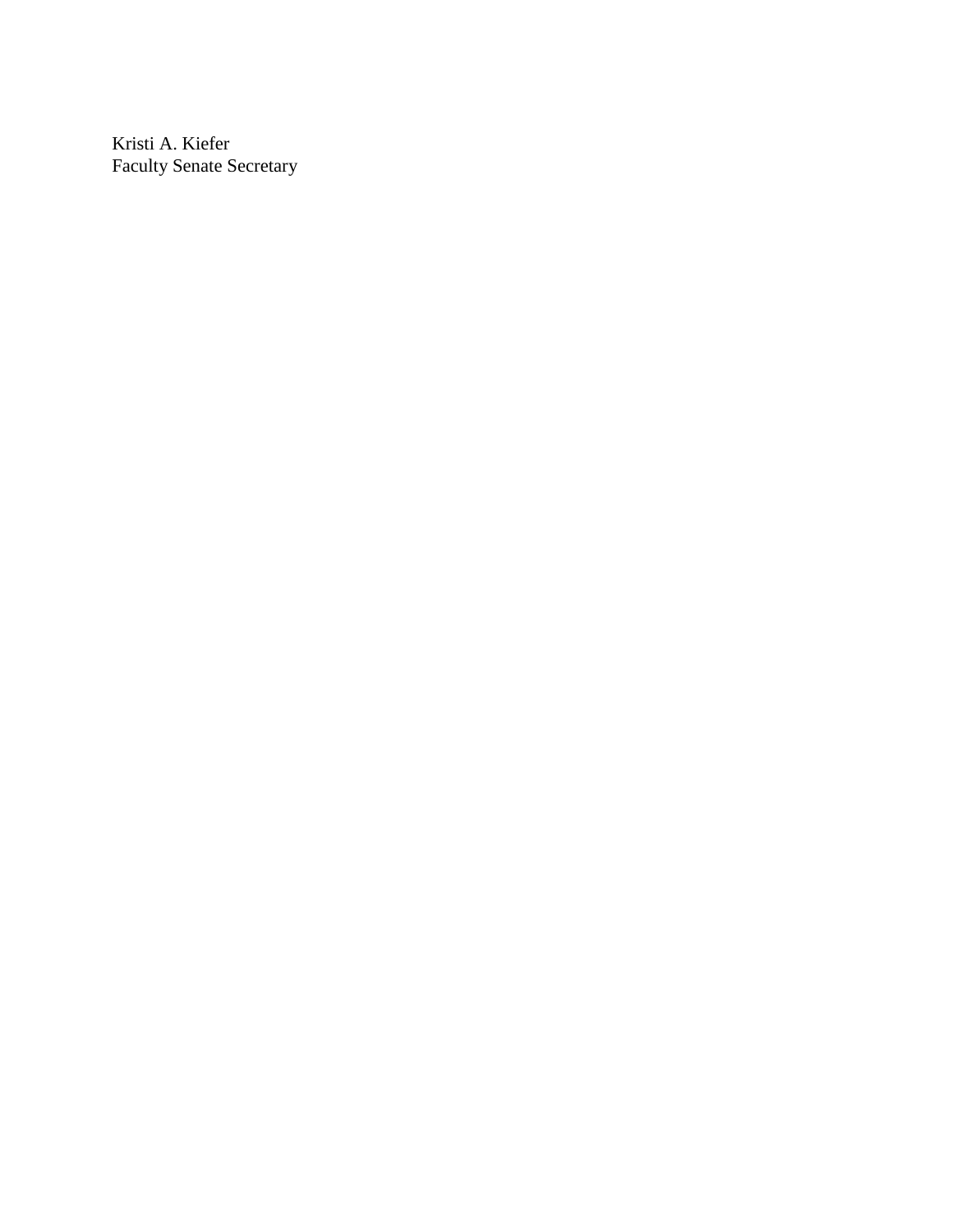Kristi A. Kiefer
Faculty Senate Secretary